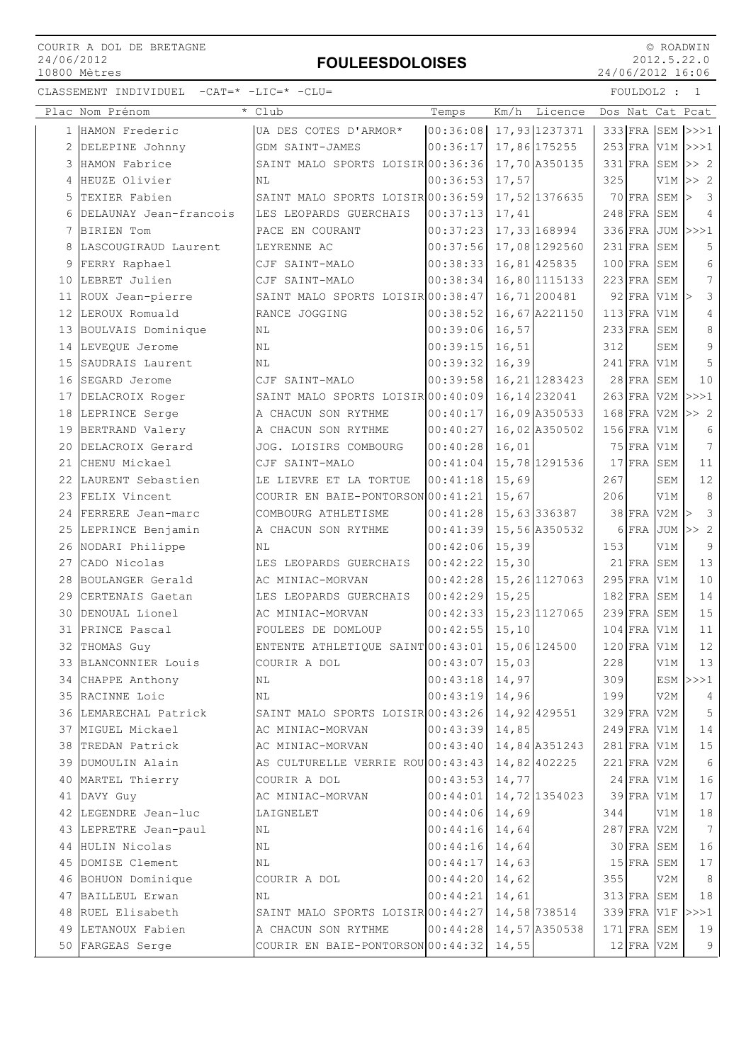COURIR A DOL DE BRETAGNE
24/06/2012
10800 Mètres

# FOULEESDOLOISES

© ROADWIN
2012.5.22.0
24/06/2012 16:06

CLASSEMENT INDIVIDUEL -CAT=* -LIC=* -CLU= FOULDOL2 : 1

| Plac | Nom Prénom | * Club | Temps | Km/h | Licence | Dos | Nat | Cat | Pcat |
|---|---|---|---|---|---|---|---|---|---|
| 1 | HAMON Frederic | UA DES COTES D'ARMOR* | 00:36:08 | 17,93 | 1237371 | 333 | FRA | SEM | >>>1 |
| 2 | DELEPINE Johnny | GDM SAINT-JAMES | 00:36:17 | 17,86 | 175255 | 253 | FRA | V1M | >>>1 |
| 3 | HAMON Fabrice | SAINT MALO SPORTS LOISIR | 00:36:36 | 17,70 | A350135 | 331 | FRA | SEM | >> 2 |
| 4 | HEUZE Olivier | NL | 00:36:53 | 17,57 | | 325 | | V1M | >> 2 |
| 5 | TEXIER Fabien | SAINT MALO SPORTS LOISIR | 00:36:59 | 17,52 | 1376635 | 70 | FRA | SEM | > 3 |
| 6 | DELAUNAY Jean-francois | LES LEOPARDS GUERCHAIS | 00:37:13 | 17,41 | | 248 | FRA | SEM | 4 |
| 7 | BIRIEN Tom | PACE EN COURANT | 00:37:23 | 17,33 | 168994 | 336 | FRA | JUM | >>>1 |
| 8 | LASCOUGIRAUD Laurent | LEYRENNE AC | 00:37:56 | 17,08 | 1292560 | 231 | FRA | SEM | 5 |
| 9 | FERRY Raphael | CJF SAINT-MALO | 00:38:33 | 16,81 | 425835 | 100 | FRA | SEM | 6 |
| 10 | LEBRET Julien | CJF SAINT-MALO | 00:38:34 | 16,80 | 1115133 | 223 | FRA | SEM | 7 |
| 11 | ROUX Jean-pierre | SAINT MALO SPORTS LOISIR | 00:38:47 | 16,71 | 200481 | 92 | FRA | V1M | > 3 |
| 12 | LEROUX Romuald | RANCE JOGGING | 00:38:52 | 16,67 | A221150 | 113 | FRA | V1M | 4 |
| 13 | BOULVAIS Dominique | NL | 00:39:06 | 16,57 | | 233 | FRA | SEM | 8 |
| 14 | LEVEQUE Jerome | NL | 00:39:15 | 16,51 | | 312 | | SEM | 9 |
| 15 | SAUDRAIS Laurent | NL | 00:39:32 | 16,39 | | 241 | FRA | V1M | 5 |
| 16 | SEGARD Jerome | CJF SAINT-MALO | 00:39:58 | 16,21 | 1283423 | 28 | FRA | SEM | 10 |
| 17 | DELACROIX Roger | SAINT MALO SPORTS LOISIR | 00:40:09 | 16,14 | 232041 | 263 | FRA | V2M | >>>1 |
| 18 | LEPRINCE Serge | A CHACUN SON RYTHME | 00:40:17 | 16,09 | A350533 | 168 | FRA | V2M | >> 2 |
| 19 | BERTRAND Valery | A CHACUN SON RYTHME | 00:40:27 | 16,02 | A350502 | 156 | FRA | V1M | 6 |
| 20 | DELACROIX Gerard | JOG. LOISIRS COMBOURG | 00:40:28 | 16,01 | | 75 | FRA | V1M | 7 |
| 21 | CHENU Mickael | CJF SAINT-MALO | 00:41:04 | 15,78 | 1291536 | 17 | FRA | SEM | 11 |
| 22 | LAURENT Sebastien | LE LIEVRE ET LA TORTUE | 00:41:18 | 15,69 | | 267 | | SEM | 12 |
| 23 | FELIX Vincent | COURIR EN BAIE-PONTORSON | 00:41:21 | 15,67 | | 206 | | V1M | 8 |
| 24 | FERRERE Jean-marc | COMBOURG ATHLETISME | 00:41:28 | 15,63 | 336387 | 38 | FRA | V2M | > 3 |
| 25 | LEPRINCE Benjamin | A CHACUN SON RYTHME | 00:41:39 | 15,56 | A350532 | 6 | FRA | JUM | >> 2 |
| 26 | NODARI Philippe | NL | 00:42:06 | 15,39 | | 153 | | V1M | 9 |
| 27 | CADO Nicolas | LES LEOPARDS GUERCHAIS | 00:42:22 | 15,30 | | 21 | FRA | SEM | 13 |
| 28 | BOULANGER Gerald | AC MINIAC-MORVAN | 00:42:28 | 15,26 | 1127063 | 295 | FRA | V1M | 10 |
| 29 | CERTENAIS Gaetan | LES LEOPARDS GUERCHAIS | 00:42:29 | 15,25 | | 182 | FRA | SEM | 14 |
| 30 | DENOUAL Lionel | AC MINIAC-MORVAN | 00:42:33 | 15,23 | 1127065 | 239 | FRA | SEM | 15 |
| 31 | PRINCE Pascal | FOULEES DE DOMLOUP | 00:42:55 | 15,10 | | 104 | FRA | V1M | 11 |
| 32 | THOMAS Guy | ENTENTE ATHLETIQUE SAINT | 00:43:01 | 15,06 | 124500 | 120 | FRA | V1M | 12 |
| 33 | BLANCONNIER Louis | COURIR A DOL | 00:43:07 | 15,03 | | 228 | | V1M | 13 |
| 34 | CHAPPE Anthony | NL | 00:43:18 | 14,97 | | 309 | | ESM | >>>1 |
| 35 | RACINNE Loic | NL | 00:43:19 | 14,96 | | 199 | | V2M | 4 |
| 36 | LEMARECHAL Patrick | SAINT MALO SPORTS LOISIR | 00:43:26 | 14,92 | 429551 | 329 | FRA | V2M | 5 |
| 37 | MIGUEL Mickael | AC MINIAC-MORVAN | 00:43:39 | 14,85 | | 249 | FRA | V1M | 14 |
| 38 | TREDAN Patrick | AC MINIAC-MORVAN | 00:43:40 | 14,84 | A351243 | 281 | FRA | V1M | 15 |
| 39 | DUMOULIN Alain | AS CULTURELLE VERRIE ROU | 00:43:43 | 14,82 | 402225 | 221 | FRA | V2M | 6 |
| 40 | MARTEL Thierry | COURIR A DOL | 00:43:53 | 14,77 | | 24 | FRA | V1M | 16 |
| 41 | DAVY Guy | AC MINIAC-MORVAN | 00:44:01 | 14,72 | 1354023 | 39 | FRA | V1M | 17 |
| 42 | LEGENDRE Jean-luc | LAIGNELET | 00:44:06 | 14,69 | | 344 | | V1M | 18 |
| 43 | LEPRETRE Jean-paul | NL | 00:44:16 | 14,64 | | 287 | FRA | V2M | 7 |
| 44 | HULIN Nicolas | NL | 00:44:16 | 14,64 | | 30 | FRA | SEM | 16 |
| 45 | DOMISE Clement | NL | 00:44:17 | 14,63 | | 15 | FRA | SEM | 17 |
| 46 | BOHUON Dominique | COURIR A DOL | 00:44:20 | 14,62 | | 355 | | V2M | 8 |
| 47 | BAILLEUL Erwan | NL | 00:44:21 | 14,61 | | 313 | FRA | SEM | 18 |
| 48 | RUEL Elisabeth | SAINT MALO SPORTS LOISIR | 00:44:27 | 14,58 | 738514 | 339 | FRA | V1F | >>>1 |
| 49 | LETANOUX Fabien | A CHACUN SON RYTHME | 00:44:28 | 14,57 | A350538 | 171 | FRA | SEM | 19 |
| 50 | FARGEAS Serge | COURIR EN BAIE-PONTORSON | 00:44:32 | 14,55 | | 12 | FRA | V2M | 9 |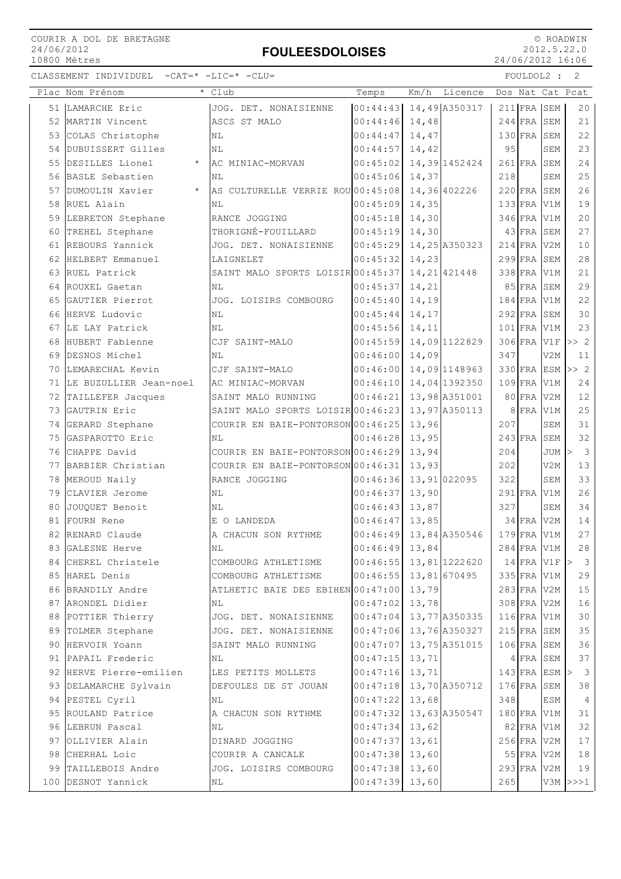COURIR A DOL DE BRETAGNE
24/06/2012
10800 Mètres

# FOULEESDOLOISES

© ROADWIN
2012.5.22.0
24/06/2012 16:06

CLASSEMENT INDIVIDUEL -CAT=* -LIC=* -CLU= FOULDOL2 : 2

| Plac | Nom Prénom | * | Club | Temps | Km/h | Licence | Dos | Nat | Cat | Pcat |
|---|---|---|---|---|---|---|---|---|---|---|
| 51 | LAMARCHE Eric | | JOG. DET. NONAISIENNE | 00:44:43 | 14,49 | A350317 | 211 | FRA | SEM | 20 |
| 52 | MARTIN Vincent | | ASCS ST MALO | 00:44:46 | 14,48 | | 244 | FRA | SEM | 21 |
| 53 | COLAS Christophe | | NL | 00:44:47 | 14,47 | | 130 | FRA | SEM | 22 |
| 54 | DUBUISSERT Gilles | | NL | 00:44:57 | 14,42 | | 95 | | SEM | 23 |
| 55 | DESILLES Lionel | * | AC MINIAC-MORVAN | 00:45:02 | 14,39 | 1452424 | 261 | FRA | SEM | 24 |
| 56 | BASLE Sebastien | | NL | 00:45:06 | 14,37 | | 218 | | SEM | 25 |
| 57 | DUMOULIN Xavier | * | AS CULTURELLE VERRIE ROU | 00:45:08 | 14,36 | 402226 | 220 | FRA | SEM | 26 |
| 58 | RUEL Alain | | NL | 00:45:09 | 14,35 | | 133 | FRA | V1M | 19 |
| 59 | LEBRETON Stephane | | RANCE JOGGING | 00:45:18 | 14,30 | | 346 | FRA | V1M | 20 |
| 60 | TREHEL Stephane | | THORIGNÉ-FOUILLARD | 00:45:19 | 14,30 | | 43 | FRA | SEM | 27 |
| 61 | REBOURS Yannick | | JOG. DET. NONAISIENNE | 00:45:29 | 14,25 | A350323 | 214 | FRA | V2M | 10 |
| 62 | HELBERT Emmanuel | | LAIGNELET | 00:45:32 | 14,23 | | 299 | FRA | SEM | 28 |
| 63 | RUEL Patrick | | SAINT MALO SPORTS LOISIR | 00:45:37 | 14,21 | 421448 | 338 | FRA | V1M | 21 |
| 64 | ROUXEL Gaetan | | NL | 00:45:37 | 14,21 | | 85 | FRA | SEM | 29 |
| 65 | GAUTIER Pierrot | | JOG. LOISIRS COMBOURG | 00:45:40 | 14,19 | | 184 | FRA | V1M | 22 |
| 66 | HERVE Ludovic | | NL | 00:45:44 | 14,17 | | 292 | FRA | SEM | 30 |
| 67 | LE LAY Patrick | | NL | 00:45:56 | 14,11 | | 101 | FRA | V1M | 23 |
| 68 | HUBERT Fabienne | | CJF SAINT-MALO | 00:45:59 | 14,09 | 1122829 | 306 | FRA | V1F | >> 2 |
| 69 | DESNOS Michel | | NL | 00:46:00 | 14,09 | | 347 | | V2M | 11 |
| 70 | LEMARECHAL Kevin | | CJF SAINT-MALO | 00:46:00 | 14,09 | 1148963 | 330 | FRA | ESM | >> 2 |
| 71 | LE BUZULLIER Jean-noel | | AC MINIAC-MORVAN | 00:46:10 | 14,04 | 1392350 | 109 | FRA | V1M | 24 |
| 72 | TAILLEFER Jacques | | SAINT MALO RUNNING | 00:46:21 | 13,98 | A351001 | 80 | FRA | V2M | 12 |
| 73 | GAUTRIN Eric | | SAINT MALO SPORTS LOISIR | 00:46:23 | 13,97 | A350113 | 8 | FRA | V1M | 25 |
| 74 | GERARD Stephane | | COURIR EN BAIE-PONTORSON | 00:46:25 | 13,96 | | 207 | | SEM | 31 |
| 75 | GASPAROTTO Eric | | NL | 00:46:28 | 13,95 | | 243 | FRA | SEM | 32 |
| 76 | CHAPPE David | | COURIR EN BAIE-PONTORSON | 00:46:29 | 13,94 | | 204 | | JUM | > 3 |
| 77 | BARBIER Christian | | COURIR EN BAIE-PONTORSON | 00:46:31 | 13,93 | | 202 | | V2M | 13 |
| 78 | MEROUD Naily | | RANCE JOGGING | 00:46:36 | 13,91 | 022095 | 322 | | SEM | 33 |
| 79 | CLAVIER Jerome | | NL | 00:46:37 | 13,90 | | 291 | FRA | V1M | 26 |
| 80 | JOUQUET Benoit | | NL | 00:46:43 | 13,87 | | 327 | | SEM | 34 |
| 81 | FOURN Rene | | E O LANDEDA | 00:46:47 | 13,85 | | 34 | FRA | V2M | 14 |
| 82 | RENARD Claude | | A CHACUN SON RYTHME | 00:46:49 | 13,84 | A350546 | 179 | FRA | V1M | 27 |
| 83 | GALESNE Herve | | NL | 00:46:49 | 13,84 | | 284 | FRA | V1M | 28 |
| 84 | CHEREL Christele | | COMBOURG ATHLETISME | 00:46:55 | 13,81 | 1222620 | 14 | FRA | V1F | > 3 |
| 85 | HAREL Denis | | COMBOURG ATHLETISME | 00:46:55 | 13,81 | 670495 | 335 | FRA | V1M | 29 |
| 86 | BRANDILY Andre | | ATLHETIC BAIE DES EBIHEN | 00:47:00 | 13,79 | | 283 | FRA | V2M | 15 |
| 87 | ARONDEL Didier | | NL | 00:47:02 | 13,78 | | 308 | FRA | V2M | 16 |
| 88 | POTTIER Thierry | | JOG. DET. NONAISIENNE | 00:47:04 | 13,77 | A350335 | 116 | FRA | V1M | 30 |
| 89 | TOLMER Stephane | | JOG. DET. NONAISIENNE | 00:47:06 | 13,76 | A350327 | 215 | FRA | SEM | 35 |
| 90 | HERVOIR Yoann | | SAINT MALO RUNNING | 00:47:07 | 13,75 | A351015 | 106 | FRA | SEM | 36 |
| 91 | PAPAIL Frederic | | NL | 00:47:15 | 13,71 | | 4 | FRA | SEM | 37 |
| 92 | HERVE Pierre-emilien | | LES PETITS MOLLETS | 00:47:16 | 13,71 | | 143 | FRA | ESM | > 3 |
| 93 | DELAMARCHE Sylvain | | DEFOULES DE ST JOUAN | 00:47:18 | 13,70 | A350712 | 176 | FRA | SEM | 38 |
| 94 | PESTEL Cyril | | NL | 00:47:22 | 13,68 | | 348 | | ESM | 4 |
| 95 | ROULAND Patrice | | A CHACUN SON RYTHME | 00:47:32 | 13,63 | A350547 | 180 | FRA | V1M | 31 |
| 96 | LEBRUN Pascal | | NL | 00:47:34 | 13,62 | | 82 | FRA | V1M | 32 |
| 97 | OLLIVIER Alain | | DINARD JOGGING | 00:47:37 | 13,61 | | 256 | FRA | V2M | 17 |
| 98 | CHERHAL Loic | | COURIR A CANCALE | 00:47:38 | 13,60 | | 55 | FRA | V2M | 18 |
| 99 | TAILLEBOIS Andre | | JOG. LOISIRS COMBOURG | 00:47:38 | 13,60 | | 293 | FRA | V2M | 19 |
| 100 | DESNOT Yannick | | NL | 00:47:39 | 13,60 | | 265 | | V3M | >>>1 |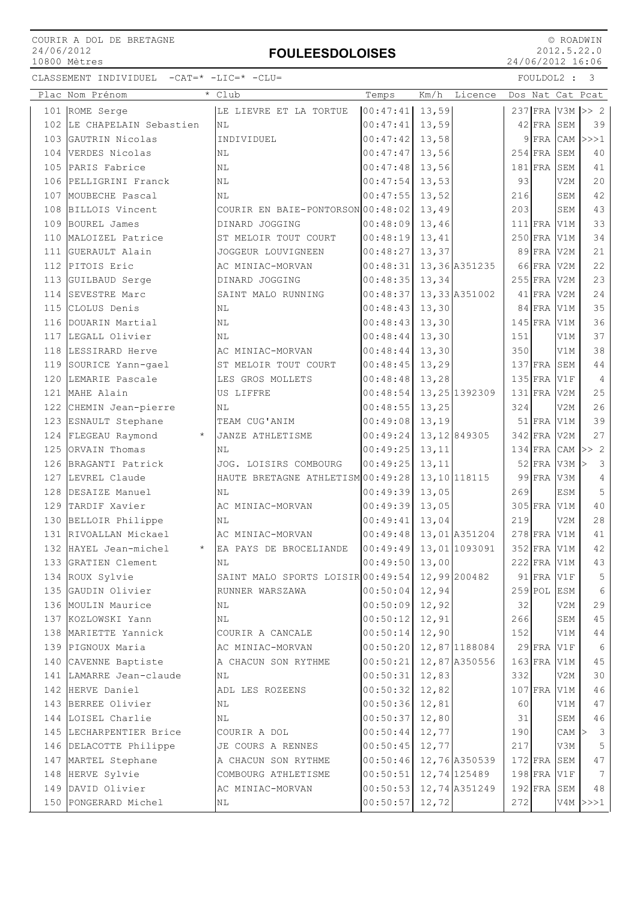COURIR A DOL DE BRETAGNE
24/06/2012
10800 Mètres

# FOULEESDOLOISES

© ROADWIN
2012.5.22.0
24/06/2012 16:06

CLASSEMENT INDIVIDUEL -CAT=* -LIC=* -CLU=

FOULDOL2 : 3

| Plac | Nom Prénom | * | Club | Temps | Km/h | Licence | Dos | Nat | Cat | Pcat |
|---|---|---|---|---|---|---|---|---|---|---|
| 101 | ROME Serge | | LE LIEVRE ET LA TORTUE | 00:47:41 | 13,59 | | 237 | FRA | V3M | >> 2 |
| 102 | LE CHAPELAIN Sebastien | | NL | 00:47:41 | 13,59 | | 42 | FRA | SEM | 39 |
| 103 | GAUTRIN Nicolas | | INDIVIDUEL | 00:47:42 | 13,58 | | 9 | FRA | CAM | >>>1 |
| 104 | VERDES Nicolas | | NL | 00:47:47 | 13,56 | | 254 | FRA | SEM | 40 |
| 105 | PARIS Fabrice | | NL | 00:47:48 | 13,56 | | 181 | FRA | SEM | 41 |
| 106 | PELLIGRINI Franck | | NL | 00:47:54 | 13,53 | | 93 | | V2M | 20 |
| 107 | MOUBECHE Pascal | | NL | 00:47:55 | 13,52 | | 216 | | SEM | 42 |
| 108 | BILLOIS Vincent | | COURIR EN BAIE-PONTORSON | 00:48:02 | 13,49 | | 203 | | SEM | 43 |
| 109 | BOUREL James | | DINARD JOGGING | 00:48:09 | 13,46 | | 111 | FRA | V1M | 33 |
| 110 | MALOIZEL Patrice | | ST MELOIR TOUT COURT | 00:48:19 | 13,41 | | 250 | FRA | V1M | 34 |
| 111 | GUERAULT Alain | | JOGGEUR LOUVIGNEEN | 00:48:27 | 13,37 | | 89 | FRA | V2M | 21 |
| 112 | PITOIS Eric | | AC MINIAC-MORVAN | 00:48:31 | 13,36 | A351235 | 66 | FRA | V2M | 22 |
| 113 | GUILBAUD Serge | | DINARD JOGGING | 00:48:35 | 13,34 | | 255 | FRA | V2M | 23 |
| 114 | SEVESTRE Marc | | SAINT MALO RUNNING | 00:48:37 | 13,33 | A351002 | 41 | FRA | V2M | 24 |
| 115 | CLOLUS Denis | | NL | 00:48:43 | 13,30 | | 84 | FRA | V1M | 35 |
| 116 | DOUARIN Martial | | NL | 00:48:43 | 13,30 | | 145 | FRA | V1M | 36 |
| 117 | LEGALL Olivier | | NL | 00:48:44 | 13,30 | | 151 | | V1M | 37 |
| 118 | LESSIRARD Herve | | AC MINIAC-MORVAN | 00:48:44 | 13,30 | | 350 | | V1M | 38 |
| 119 | SOURICE Yann-gael | | ST MELOIR TOUT COURT | 00:48:45 | 13,29 | | 137 | FRA | SEM | 44 |
| 120 | LEMARIE Pascale | | LES GROS MOLLETS | 00:48:48 | 13,28 | | 135 | FRA | V1F | 4 |
| 121 | MAHE Alain | | US LIFFRE | 00:48:54 | 13,25 | 1392309 | 131 | FRA | V2M | 25 |
| 122 | CHEMIN Jean-pierre | | NL | 00:48:55 | 13,25 | | 324 | | V2M | 26 |
| 123 | ESNAULT Stephane | | TEAM CUG'ANIM | 00:49:08 | 13,19 | | 51 | FRA | V1M | 39 |
| 124 | FLEGEAU Raymond | * | JANZE ATHLETISME | 00:49:24 | 13,12 | 849305 | 342 | FRA | V2M | 27 |
| 125 | ORVAIN Thomas | | NL | 00:49:25 | 13,11 | | 134 | FRA | CAM | >> 2 |
| 126 | BRAGANTI Patrick | | JOG. LOISIRS COMBOURG | 00:49:25 | 13,11 | | 52 | FRA | V3M | > 3 |
| 127 | LEVREL Claude | | HAUTE BRETAGNE ATHLETISM | 00:49:28 | 13,10 | 118115 | 99 | FRA | V3M | 4 |
| 128 | DESAIZE Manuel | | NL | 00:49:39 | 13,05 | | 269 | | ESM | 5 |
| 129 | TARDIF Xavier | | AC MINIAC-MORVAN | 00:49:39 | 13,05 | | 305 | FRA | V1M | 40 |
| 130 | BELLOIR Philippe | | NL | 00:49:41 | 13,04 | | 219 | | V2M | 28 |
| 131 | RIVOALLAN Mickael | | AC MINIAC-MORVAN | 00:49:48 | 13,01 | A351204 | 278 | FRA | V1M | 41 |
| 132 | HAYEL Jean-michel | * | EA PAYS DE BROCELIANDE | 00:49:49 | 13,01 | 1093091 | 352 | FRA | V1M | 42 |
| 133 | GRATIEN Clement | | NL | 00:49:50 | 13,00 | | 222 | FRA | V1M | 43 |
| 134 | ROUX Sylvie | | SAINT MALO SPORTS LOISIR | 00:49:54 | 12,99 | 200482 | 91 | FRA | V1F | 5 |
| 135 | GAUDIN Olivier | | RUNNER WARSZAWA | 00:50:04 | 12,94 | | 259 | POL | ESM | 6 |
| 136 | MOULIN Maurice | | NL | 00:50:09 | 12,92 | | 32 | | V2M | 29 |
| 137 | KOZLOWSKI Yann | | NL | 00:50:12 | 12,91 | | 266 | | SEM | 45 |
| 138 | MARIETTE Yannick | | COURIR A CANCALE | 00:50:14 | 12,90 | | 152 | | V1M | 44 |
| 139 | PIGNOUX Maria | | AC MINIAC-MORVAN | 00:50:20 | 12,87 | 1188084 | 29 | FRA | V1F | 6 |
| 140 | CAVENNE Baptiste | | A CHACUN SON RYTHME | 00:50:21 | 12,87 | A350556 | 163 | FRA | V1M | 45 |
| 141 | LAMARRE Jean-claude | | NL | 00:50:31 | 12,83 | | 332 | | V2M | 30 |
| 142 | HERVE Daniel | | ADL LES ROZEENS | 00:50:32 | 12,82 | | 107 | FRA | V1M | 46 |
| 143 | BERREE Olivier | | NL | 00:50:36 | 12,81 | | 60 | | V1M | 47 |
| 144 | LOISEL Charlie | | NL | 00:50:37 | 12,80 | | 31 | | SEM | 46 |
| 145 | LECHARPENTIER Brice | | COURIR A DOL | 00:50:44 | 12,77 | | 190 | | CAM | > 3 |
| 146 | DELACOTTE Philippe | | JE COURS A RENNES | 00:50:45 | 12,77 | | 217 | | V3M | 5 |
| 147 | MARTEL Stephane | | A CHACUN SON RYTHME | 00:50:46 | 12,76 | A350539 | 172 | FRA | SEM | 47 |
| 148 | HERVE Sylvie | | COMBOURG ATHLETISME | 00:50:51 | 12,74 | 125489 | 198 | FRA | V1F | 7 |
| 149 | DAVID Olivier | | AC MINIAC-MORVAN | 00:50:53 | 12,74 | A351249 | 192 | FRA | SEM | 48 |
| 150 | PONGERARD Michel | | NL | 00:50:57 | 12,72 | | 272 | | V4M | >>>1 |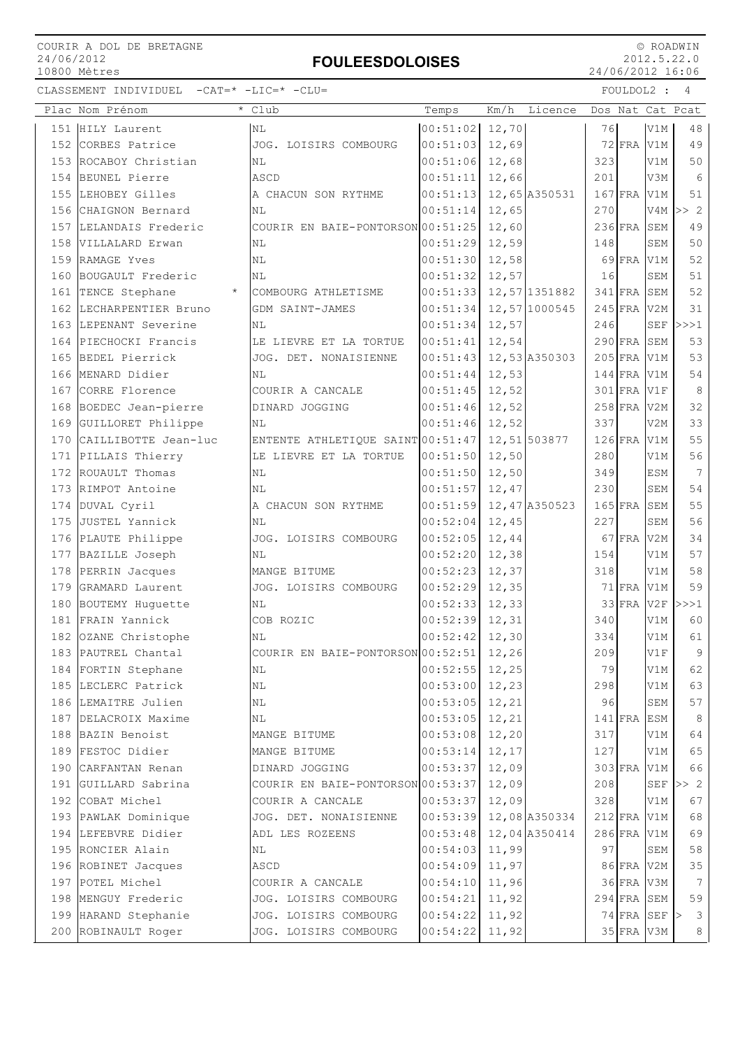COURIR A DOL DE BRETAGNE
24/06/2012
10800 Mètres

# FOULEESDOLOISES

© ROADWIN
2012.5.22.0
24/06/2012 16:06

CLASSEMENT INDIVIDUEL -CAT=* -LIC=* -CLU= FOULDOL2 : 4

| Plac | Nom Prénom | * | Club | Temps | Km/h | Licence | Dos | Nat | Cat | Pcat |
|---|---|---|---|---|---|---|---|---|---|---|
| 151 | HILY Laurent | | NL | 00:51:02 | 12,70 | | 76 | | V1M | 48 |
| 152 | CORBES Patrice | | JOG. LOISIRS COMBOURG | 00:51:03 | 12,69 | | 72 | FRA | V1M | 49 |
| 153 | ROCABOY Christian | | NL | 00:51:06 | 12,68 | | 323 | | V1M | 50 |
| 154 | BEUNEL Pierre | | ASCD | 00:51:11 | 12,66 | | 201 | | V3M | 6 |
| 155 | LEHOBEY Gilles | | A CHACUN SON RYTHME | 00:51:13 | 12,65 | A350531 | 167 | FRA | V1M | 51 |
| 156 | CHAIGNON Bernard | | NL | 00:51:14 | 12,65 | | 270 | | V4M | >> 2 |
| 157 | LELANDAIS Frederic | | COURIR EN BAIE-PONTORSON | 00:51:25 | 12,60 | | 236 | FRA | SEM | 49 |
| 158 | VILLALARD Erwan | | NL | 00:51:29 | 12,59 | | 148 | | SEM | 50 |
| 159 | RAMAGE Yves | | NL | 00:51:30 | 12,58 | | 69 | FRA | V1M | 52 |
| 160 | BOUGAULT Frederic | | NL | 00:51:32 | 12,57 | | 16 | | SEM | 51 |
| 161 | TENCE Stephane | * | COMBOURG ATHLETISME | 00:51:33 | 12,57 | 1351882 | 341 | FRA | SEM | 52 |
| 162 | LECHARPENTIER Bruno | | GDM SAINT-JAMES | 00:51:34 | 12,57 | 1000545 | 245 | FRA | V2M | 31 |
| 163 | LEPENANT Severine | | NL | 00:51:34 | 12,57 | | 246 | | SEF | >>>1 |
| 164 | PIECHOCKI Francis | | LE LIEVRE ET LA TORTUE | 00:51:41 | 12,54 | | 290 | FRA | SEM | 53 |
| 165 | BEDEL Pierrick | | JOG. DET. NONAISIENNE | 00:51:43 | 12,53 | A350303 | 205 | FRA | V1M | 53 |
| 166 | MENARD Didier | | NL | 00:51:44 | 12,53 | | 144 | FRA | V1M | 54 |
| 167 | CORRE Florence | | COURIR A CANCALE | 00:51:45 | 12,52 | | 301 | FRA | V1F | 8 |
| 168 | BOEDEC Jean-pierre | | DINARD JOGGING | 00:51:46 | 12,52 | | 258 | FRA | V2M | 32 |
| 169 | GUILLORET Philippe | | NL | 00:51:46 | 12,52 | | 337 | | V2M | 33 |
| 170 | CAILLIBOTTE Jean-luc | | ENTENTE ATHLETIQUE SAINT | 00:51:47 | 12,51 | 503877 | 126 | FRA | V1M | 55 |
| 171 | PILLAIS Thierry | | LE LIEVRE ET LA TORTUE | 00:51:50 | 12,50 | | 280 | | V1M | 56 |
| 172 | ROUAULT Thomas | | NL | 00:51:50 | 12,50 | | 349 | | ESM | 7 |
| 173 | RIMPOT Antoine | | NL | 00:51:57 | 12,47 | | 230 | | SEM | 54 |
| 174 | DUVAL Cyril | | A CHACUN SON RYTHME | 00:51:59 | 12,47 | A350523 | 165 | FRA | SEM | 55 |
| 175 | JUSTEL Yannick | | NL | 00:52:04 | 12,45 | | 227 | | SEM | 56 |
| 176 | PLAUTE Philippe | | JOG. LOISIRS COMBOURG | 00:52:05 | 12,44 | | 67 | FRA | V2M | 34 |
| 177 | BAZILLE Joseph | | NL | 00:52:20 | 12,38 | | 154 | | V1M | 57 |
| 178 | PERRIN Jacques | | MANGE BITUME | 00:52:23 | 12,37 | | 318 | | V1M | 58 |
| 179 | GRAMARD Laurent | | JOG. LOISIRS COMBOURG | 00:52:29 | 12,35 | | 71 | FRA | V1M | 59 |
| 180 | BOUTEMY Huguette | | NL | 00:52:33 | 12,33 | | 33 | FRA | V2F | >>>1 |
| 181 | FRAIN Yannick | | COB ROZIC | 00:52:39 | 12,31 | | 340 | | V1M | 60 |
| 182 | OZANE Christophe | | NL | 00:52:42 | 12,30 | | 334 | | V1M | 61 |
| 183 | PAUTREL Chantal | | COURIR EN BAIE-PONTORSON | 00:52:51 | 12,26 | | 209 | | V1F | 9 |
| 184 | FORTIN Stephane | | NL | 00:52:55 | 12,25 | | 79 | | V1M | 62 |
| 185 | LECLERC Patrick | | NL | 00:53:00 | 12,23 | | 298 | | V1M | 63 |
| 186 | LEMAITRE Julien | | NL | 00:53:05 | 12,21 | | 96 | | SEM | 57 |
| 187 | DELACROIX Maxime | | NL | 00:53:05 | 12,21 | | 141 | FRA | ESM | 8 |
| 188 | BAZIN Benoist | | MANGE BITUME | 00:53:08 | 12,20 | | 317 | | V1M | 64 |
| 189 | FESTOC Didier | | MANGE BITUME | 00:53:14 | 12,17 | | 127 | | V1M | 65 |
| 190 | CARFANTAN Renan | | DINARD JOGGING | 00:53:37 | 12,09 | | 303 | FRA | V1M | 66 |
| 191 | GUILLARD Sabrina | | COURIR EN BAIE-PONTORSON | 00:53:37 | 12,09 | | 208 | | SEF | >> 2 |
| 192 | COBAT Michel | | COURIR A CANCALE | 00:53:37 | 12,09 | | 328 | | V1M | 67 |
| 193 | PAWLAK Dominique | | JOG. DET. NONAISIENNE | 00:53:39 | 12,08 | A350334 | 212 | FRA | V1M | 68 |
| 194 | LEFEBVRE Didier | | ADL LES ROZEENS | 00:53:48 | 12,04 | A350414 | 286 | FRA | V1M | 69 |
| 195 | RONCIER Alain | | NL | 00:54:03 | 11,99 | | 97 | | SEM | 58 |
| 196 | ROBINET Jacques | | ASCD | 00:54:09 | 11,97 | | 86 | FRA | V2M | 35 |
| 197 | POTEL Michel | | COURIR A CANCALE | 00:54:10 | 11,96 | | 36 | FRA | V3M | 7 |
| 198 | MENGUY Frederic | | JOG. LOISIRS COMBOURG | 00:54:21 | 11,92 | | 294 | FRA | SEM | 59 |
| 199 | HARAND Stephanie | | JOG. LOISIRS COMBOURG | 00:54:22 | 11,92 | | 74 | FRA | SEF | > 3 |
| 200 | ROBINAULT Roger | | JOG. LOISIRS COMBOURG | 00:54:22 | 11,92 | | 35 | FRA | V3M | 8 |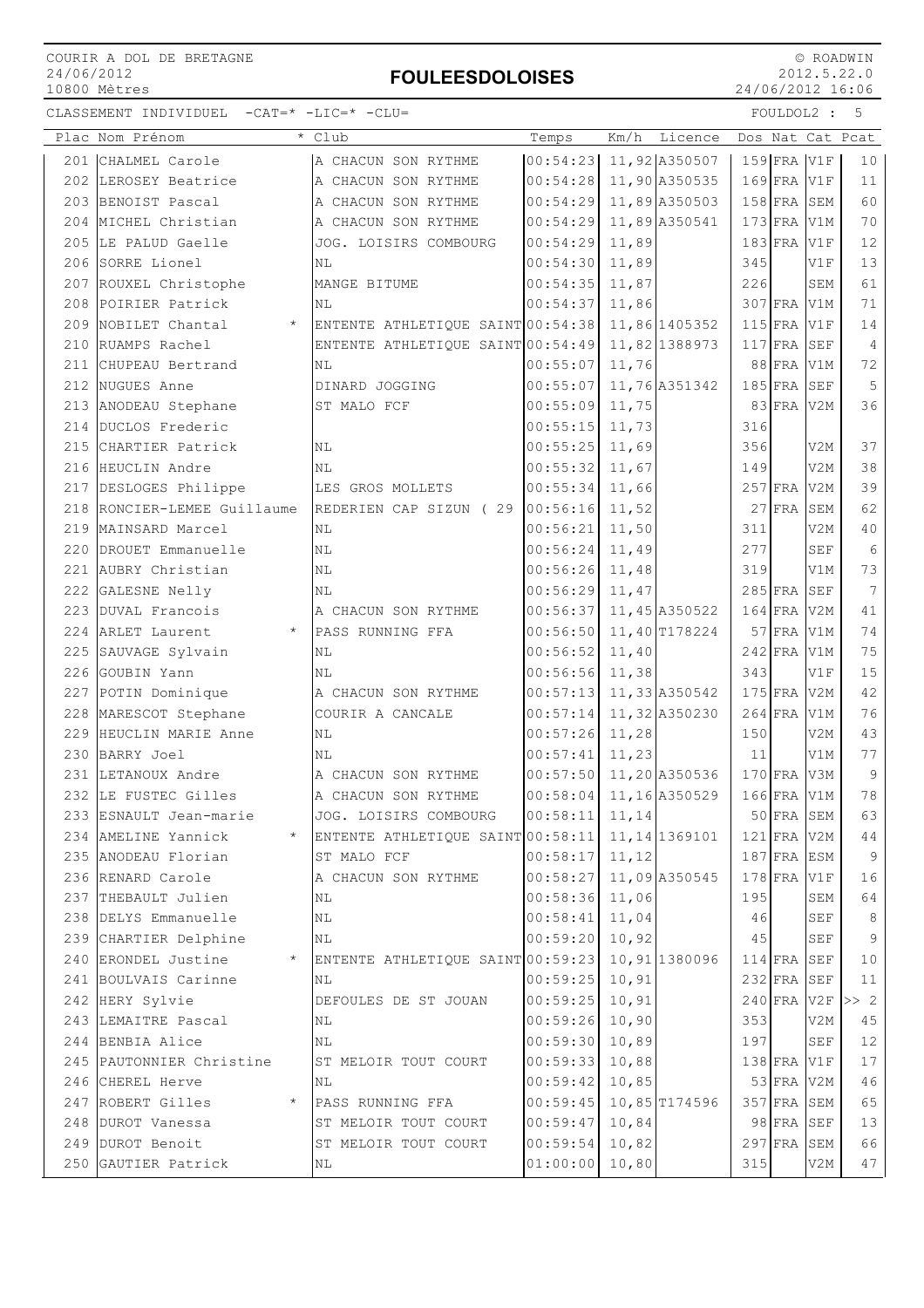COURIR A DOL DE BRETAGNE
24/06/2012
10800 Mètres

# FOULEESDOLOISES

© ROADWIN
2012.5.22.0
24/06/2012 16:06

CLASSEMENT INDIVIDUEL -CAT=* -LIC=* -CLU=

FOULDOL2 : 5

| Plac | Nom Prénom | * | Club | Temps | Km/h | Licence | Dos | Nat | Cat | Pcat |
|---|---|---|---|---|---|---|---|---|---|---|
| 201 | CHALMEL Carole | | A CHACUN SON RYTHME | 00:54:23 | 11,92 | A350507 | 159 | FRA | V1F | 10 |
| 202 | LEROSEY Beatrice | | A CHACUN SON RYTHME | 00:54:28 | 11,90 | A350535 | 169 | FRA | V1F | 11 |
| 203 | BENOIST Pascal | | A CHACUN SON RYTHME | 00:54:29 | 11,89 | A350503 | 158 | FRA | SEM | 60 |
| 204 | MICHEL Christian | | A CHACUN SON RYTHME | 00:54:29 | 11,89 | A350541 | 173 | FRA | V1M | 70 |
| 205 | LE PALUD Gaelle | | JOG. LOISIRS COMBOURG | 00:54:29 | 11,89 | | 183 | FRA | V1F | 12 |
| 206 | SORRE Lionel | | NL | 00:54:30 | 11,89 | | 345 | | V1F | 13 |
| 207 | ROUXEL Christophe | | MANGE BITUME | 00:54:35 | 11,87 | | 226 | | SEM | 61 |
| 208 | POIRIER Patrick | | NL | 00:54:37 | 11,86 | | 307 | FRA | V1M | 71 |
| 209 | NOBILET Chantal | * | ENTENTE ATHLETIQUE SAINT | 00:54:38 | 11,86 | 1405352 | 115 | FRA | V1F | 14 |
| 210 | RUAMPS Rachel | | ENTENTE ATHLETIQUE SAINT | 00:54:49 | 11,82 | 1388973 | 117 | FRA | SEF | 4 |
| 211 | CHUPEAU Bertrand | | NL | 00:55:07 | 11,76 | | 88 | FRA | V1M | 72 |
| 212 | NUGUES Anne | | DINARD JOGGING | 00:55:07 | 11,76 | A351342 | 185 | FRA | SEF | 5 |
| 213 | ANODEAU Stephane | | ST MALO FCF | 00:55:09 | 11,75 | | 83 | FRA | V2M | 36 |
| 214 | DUCLOS Frederic | | | 00:55:15 | 11,73 | | 316 | | | |
| 215 | CHARTIER Patrick | | NL | 00:55:25 | 11,69 | | 356 | | V2M | 37 |
| 216 | HEUCLIN Andre | | NL | 00:55:32 | 11,67 | | 149 | | V2M | 38 |
| 217 | DESLOGES Philippe | | LES GROS MOLLETS | 00:55:34 | 11,66 | | 257 | FRA | V2M | 39 |
| 218 | RONCIER-LEMEE Guillaume | | REDERIEN CAP SIZUN ( 29 | 00:56:16 | 11,52 | | 27 | FRA | SEM | 62 |
| 219 | MAINSARD Marcel | | NL | 00:56:21 | 11,50 | | 311 | | V2M | 40 |
| 220 | DROUET Emmanuelle | | NL | 00:56:24 | 11,49 | | 277 | | SEF | 6 |
| 221 | AUBRY Christian | | NL | 00:56:26 | 11,48 | | 319 | | V1M | 73 |
| 222 | GALESNE Nelly | | NL | 00:56:29 | 11,47 | | 285 | FRA | SEF | 7 |
| 223 | DUVAL Francois | | A CHACUN SON RYTHME | 00:56:37 | 11,45 | A350522 | 164 | FRA | V2M | 41 |
| 224 | ARLET Laurent | * | PASS RUNNING FFA | 00:56:50 | 11,40 | T178224 | 57 | FRA | V1M | 74 |
| 225 | SAUVAGE Sylvain | | NL | 00:56:52 | 11,40 | | 242 | FRA | V1M | 75 |
| 226 | GOUBIN Yann | | NL | 00:56:56 | 11,38 | | 343 | | V1F | 15 |
| 227 | POTIN Dominique | | A CHACUN SON RYTHME | 00:57:13 | 11,33 | A350542 | 175 | FRA | V2M | 42 |
| 228 | MARESCOT Stephane | | COURIR A CANCALE | 00:57:14 | 11,32 | A350230 | 264 | FRA | V1M | 76 |
| 229 | HEUCLIN MARIE Anne | | NL | 00:57:26 | 11,28 | | 150 | | V2M | 43 |
| 230 | BARRY Joel | | NL | 00:57:41 | 11,23 | | 11 | | V1M | 77 |
| 231 | LETANOUX Andre | | A CHACUN SON RYTHME | 00:57:50 | 11,20 | A350536 | 170 | FRA | V3M | 9 |
| 232 | LE FUSTEC Gilles | | A CHACUN SON RYTHME | 00:58:04 | 11,16 | A350529 | 166 | FRA | V1M | 78 |
| 233 | ESNAULT Jean-marie | | JOG. LOISIRS COMBOURG | 00:58:11 | 11,14 | | 50 | FRA | SEM | 63 |
| 234 | AMELINE Yannick | * | ENTENTE ATHLETIQUE SAINT | 00:58:11 | 11,14 | 1369101 | 121 | FRA | V2M | 44 |
| 235 | ANODEAU Florian | | ST MALO FCF | 00:58:17 | 11,12 | | 187 | FRA | ESM | 9 |
| 236 | RENARD Carole | | A CHACUN SON RYTHME | 00:58:27 | 11,09 | A350545 | 178 | FRA | V1F | 16 |
| 237 | THEBAULT Julien | | NL | 00:58:36 | 11,06 | | 195 | | SEM | 64 |
| 238 | DELYS Emmanuelle | | NL | 00:58:41 | 11,04 | | 46 | | SEF | 8 |
| 239 | CHARTIER Delphine | | NL | 00:59:20 | 10,92 | | 45 | | SEF | 9 |
| 240 | ERONDEL Justine | * | ENTENTE ATHLETIQUE SAINT | 00:59:23 | 10,91 | 1380096 | 114 | FRA | SEF | 10 |
| 241 | BOULVAIS Carinne | | NL | 00:59:25 | 10,91 | | 232 | FRA | SEF | 11 |
| 242 | HERY Sylvie | | DEFOULES DE ST JOUAN | 00:59:25 | 10,91 | | 240 | FRA | V2F | >> 2 |
| 243 | LEMAITRE Pascal | | NL | 00:59:26 | 10,90 | | 353 | | V2M | 45 |
| 244 | BENBIA Alice | | NL | 00:59:30 | 10,89 | | 197 | | SEF | 12 |
| 245 | PAUTONNIER Christine | | ST MELOIR TOUT COURT | 00:59:33 | 10,88 | | 138 | FRA | V1F | 17 |
| 246 | CHEREL Herve | | NL | 00:59:42 | 10,85 | | 53 | FRA | V2M | 46 |
| 247 | ROBERT Gilles | * | PASS RUNNING FFA | 00:59:45 | 10,85 | T174596 | 357 | FRA | SEM | 65 |
| 248 | DUROT Vanessa | | ST MELOIR TOUT COURT | 00:59:47 | 10,84 | | 98 | FRA | SEF | 13 |
| 249 | DUROT Benoit | | ST MELOIR TOUT COURT | 00:59:54 | 10,82 | | 297 | FRA | SEM | 66 |
| 250 | GAUTIER Patrick | | NL | 01:00:00 | 10,80 | | 315 | | V2M | 47 |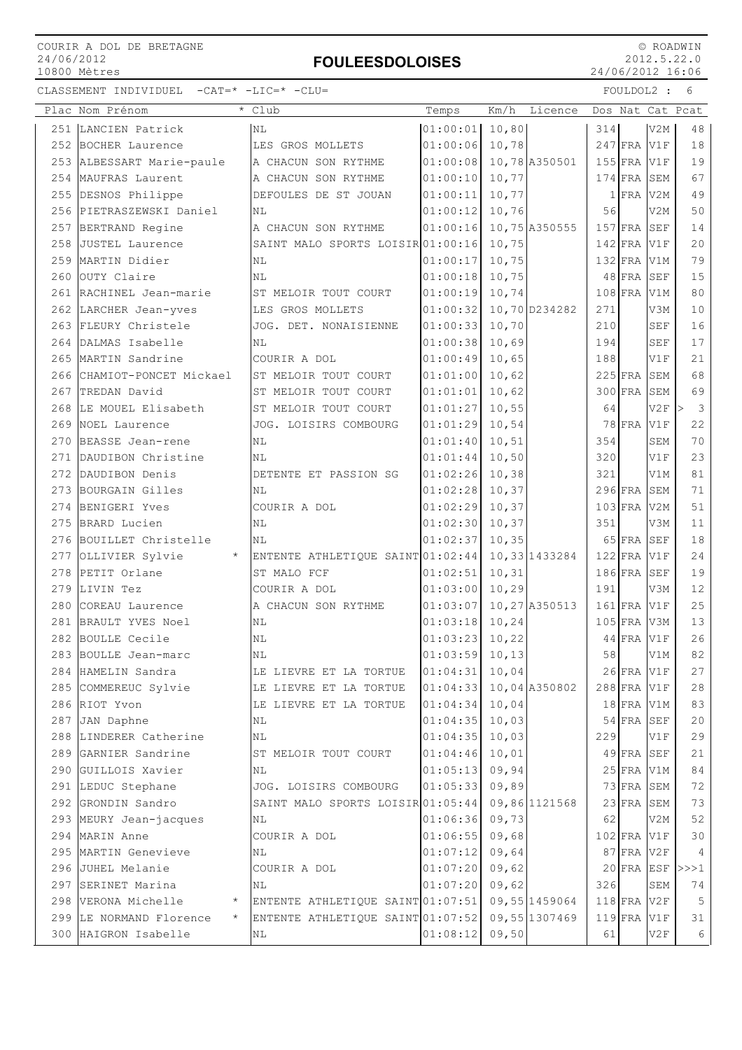COURIR A DOL DE BRETAGNE
24/06/2012
10800 Mètres

# FOULEESDOLOISES

© ROADWIN
2012.5.22.0
24/06/2012 16:06

CLASSEMENT INDIVIDUEL -CAT=* -LIC=* -CLU= FOULDOL2 : 6

| Plac | Nom Prénom | * | Club | Temps | Km/h | Licence | Dos | Nat | Cat | Pcat |
|---|---|---|---|---|---|---|---|---|---|---|
| 251 | LANCIEN Patrick | | NL | 01:00:01 | 10,80 | | 314 | | V2M | 48 |
| 252 | BOCHER Laurence | | LES GROS MOLLETS | 01:00:06 | 10,78 | | 247 | FRA | V1F | 18 |
| 253 | ALBESSART Marie-paule | | A CHACUN SON RYTHME | 01:00:08 | 10,78 | A350501 | 155 | FRA | V1F | 19 |
| 254 | MAUFRAS Laurent | | A CHACUN SON RYTHME | 01:00:10 | 10,77 | | 174 | FRA | SEM | 67 |
| 255 | DESNOS Philippe | | DEFOULES DE ST JOUAN | 01:00:11 | 10,77 | | 1 | FRA | V2M | 49 |
| 256 | PIETRASZEWSKI Daniel | | NL | 01:00:12 | 10,76 | | 56 | | V2M | 50 |
| 257 | BERTRAND Regine | | A CHACUN SON RYTHME | 01:00:16 | 10,75 | A350555 | 157 | FRA | SEF | 14 |
| 258 | JUSTEL Laurence | | SAINT MALO SPORTS LOISIR | 01:00:16 | 10,75 | | 142 | FRA | V1F | 20 |
| 259 | MARTIN Didier | | NL | 01:00:17 | 10,75 | | 132 | FRA | V1M | 79 |
| 260 | OUTY Claire | | NL | 01:00:18 | 10,75 | | 48 | FRA | SEF | 15 |
| 261 | RACHINEL Jean-marie | | ST MELOIR TOUT COURT | 01:00:19 | 10,74 | | 108 | FRA | V1M | 80 |
| 262 | LARCHER Jean-yves | | LES GROS MOLLETS | 01:00:32 | 10,70 | D234282 | 271 | | V3M | 10 |
| 263 | FLEURY Christele | | JOG. DET. NONAISIENNE | 01:00:33 | 10,70 | | 210 | | SEF | 16 |
| 264 | DALMAS Isabelle | | NL | 01:00:38 | 10,69 | | 194 | | SEF | 17 |
| 265 | MARTIN Sandrine | | COURIR A DOL | 01:00:49 | 10,65 | | 188 | | V1F | 21 |
| 266 | CHAMIOT-PONCET Mickael | | ST MELOIR TOUT COURT | 01:01:00 | 10,62 | | 225 | FRA | SEM | 68 |
| 267 | TREDAN David | | ST MELOIR TOUT COURT | 01:01:01 | 10,62 | | 300 | FRA | SEM | 69 |
| 268 | LE MOUEL Elisabeth | | ST MELOIR TOUT COURT | 01:01:27 | 10,55 | | 64 | | V2F | > 3 |
| 269 | NOEL Laurence | | JOG. LOISIRS COMBOURG | 01:01:29 | 10,54 | | 78 | FRA | V1F | 22 |
| 270 | BEASSE Jean-rene | | NL | 01:01:40 | 10,51 | | 354 | | SEM | 70 |
| 271 | DAUDIBON Christine | | NL | 01:01:44 | 10,50 | | 320 | | V1F | 23 |
| 272 | DAUDIBON Denis | | DETENTE ET PASSION SG | 01:02:26 | 10,38 | | 321 | | V1M | 81 |
| 273 | BOURGAIN Gilles | | NL | 01:02:28 | 10,37 | | 296 | FRA | SEM | 71 |
| 274 | BENIGERI Yves | | COURIR A DOL | 01:02:29 | 10,37 | | 103 | FRA | V2M | 51 |
| 275 | BRARD Lucien | | NL | 01:02:30 | 10,37 | | 351 | | V3M | 11 |
| 276 | BOUILLET Christelle | | NL | 01:02:37 | 10,35 | | 65 | FRA | SEF | 18 |
| 277 | OLLIVIER Sylvie | * | ENTENTE ATHLETIQUE SAINT | 01:02:44 | 10,33 | 1433284 | 122 | FRA | V1F | 24 |
| 278 | PETIT Orlane | | ST MALO FCF | 01:02:51 | 10,31 | | 186 | FRA | SEF | 19 |
| 279 | LIVIN Tez | | COURIR A DOL | 01:03:00 | 10,29 | | 191 | | V3M | 12 |
| 280 | COREAU Laurence | | A CHACUN SON RYTHME | 01:03:07 | 10,27 | A350513 | 161 | FRA | V1F | 25 |
| 281 | BRAULT YVES Noel | | NL | 01:03:18 | 10,24 | | 105 | FRA | V3M | 13 |
| 282 | BOULLE Cecile | | NL | 01:03:23 | 10,22 | | 44 | FRA | V1F | 26 |
| 283 | BOULLE Jean-marc | | NL | 01:03:59 | 10,13 | | 58 | | V1M | 82 |
| 284 | HAMELIN Sandra | | LE LIEVRE ET LA TORTUE | 01:04:31 | 10,04 | | 26 | FRA | V1F | 27 |
| 285 | COMMEREUC Sylvie | | LE LIEVRE ET LA TORTUE | 01:04:33 | 10,04 | A350802 | 288 | FRA | V1F | 28 |
| 286 | RIOT Yvon | | LE LIEVRE ET LA TORTUE | 01:04:34 | 10,04 | | 18 | FRA | V1M | 83 |
| 287 | JAN Daphne | | NL | 01:04:35 | 10,03 | | 54 | FRA | SEF | 20 |
| 288 | LINDERER Catherine | | NL | 01:04:35 | 10,03 | | 229 | | V1F | 29 |
| 289 | GARNIER Sandrine | | ST MELOIR TOUT COURT | 01:04:46 | 10,01 | | 49 | FRA | SEF | 21 |
| 290 | GUILLOIS Xavier | | NL | 01:05:13 | 09,94 | | 25 | FRA | V1M | 84 |
| 291 | LEDUC Stephane | | JOG. LOISIRS COMBOURG | 01:05:33 | 09,89 | | 73 | FRA | SEM | 72 |
| 292 | GRONDIN Sandro | | SAINT MALO SPORTS LOISIR | 01:05:44 | 09,86 | 1121568 | 23 | FRA | SEM | 73 |
| 293 | MEURY Jean-jacques | | NL | 01:06:36 | 09,73 | | 62 | | V2M | 52 |
| 294 | MARIN Anne | | COURIR A DOL | 01:06:55 | 09,68 | | 102 | FRA | V1F | 30 |
| 295 | MARTIN Genevieve | | NL | 01:07:12 | 09,64 | | 87 | FRA | V2F | 4 |
| 296 | JUHEL Melanie | | COURIR A DOL | 01:07:20 | 09,62 | | 20 | FRA | ESF | >>>1 |
| 297 | SERINET Marina | | NL | 01:07:20 | 09,62 | | 326 | | SEM | 74 |
| 298 | VERONA Michelle | * | ENTENTE ATHLETIQUE SAINT | 01:07:51 | 09,55 | 1459064 | 118 | FRA | V2F | 5 |
| 299 | LE NORMAND Florence | * | ENTENTE ATHLETIQUE SAINT | 01:07:52 | 09,55 | 1307469 | 119 | FRA | V1F | 31 |
| 300 | HAIGRON Isabelle | | NL | 01:08:12 | 09,50 | | 61 | | V2F | 6 |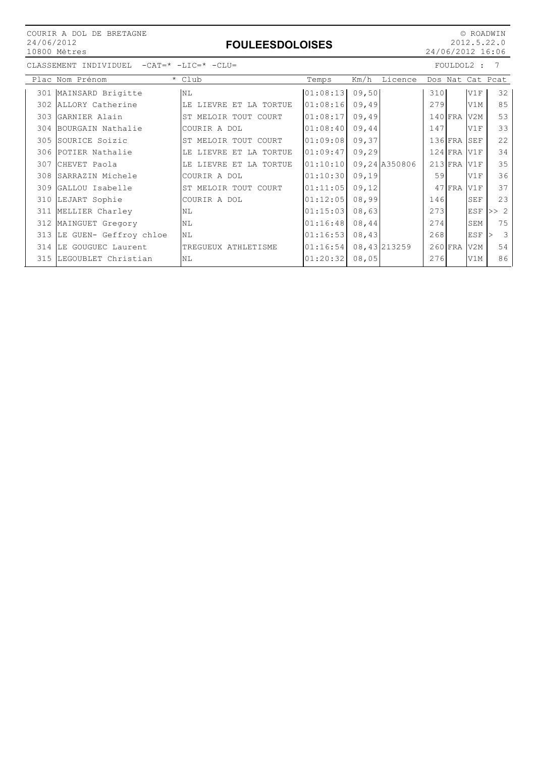COURIR A DOL DE BRETAGNE
24/06/2012
10800 Mètres

# FOULEESDOLOISES

© ROADWIN
2012.5.22.0
24/06/2012 16:06

CLASSEMENT INDIVIDUEL -CAT=* -LIC=* -CLU=

FOULDOL2 : 7

| Plac | Nom Prénom | * Club | Temps | Km/h | Licence | Dos | Nat | Cat | Pcat |
|---|---|---|---|---|---|---|---|---|---|
| 301 | MAINSARD Brigitte | NL | 01:08:13 | 09,50 | | 310 | | V1F | 32 |
| 302 | ALLORY Catherine | LE LIEVRE ET LA TORTUE | 01:08:16 | 09,49 | | 279 | | V1M | 85 |
| 303 | GARNIER Alain | ST MELOIR TOUT COURT | 01:08:17 | 09,49 | | 140 | FRA | V2M | 53 |
| 304 | BOURGAIN Nathalie | COURIR A DOL | 01:08:40 | 09,44 | | 147 | | V1F | 33 |
| 305 | SOURICE Soizic | ST MELOIR TOUT COURT | 01:09:08 | 09,37 | | 136 | FRA | SEF | 22 |
| 306 | POTIER Nathalie | LE LIEVRE ET LA TORTUE | 01:09:47 | 09,29 | | 124 | FRA | V1F | 34 |
| 307 | CHEVET Paola | LE LIEVRE ET LA TORTUE | 01:10:10 | 09,24 | A350806 | 213 | FRA | V1F | 35 |
| 308 | SARRAZIN Michele | COURIR A DOL | 01:10:30 | 09,19 | | 59 | | V1F | 36 |
| 309 | GALLOU Isabelle | ST MELOIR TOUT COURT | 01:11:05 | 09,12 | | 47 | FRA | V1F | 37 |
| 310 | LEJART Sophie | COURIR A DOL | 01:12:05 | 08,99 | | 146 | | SEF | 23 |
| 311 | MELLIER Charley | NL | 01:15:03 | 08,63 | | 273 | | ESF | >> 2 |
| 312 | MAINGUET Gregory | NL | 01:16:48 | 08,44 | | 274 | | SEM | 75 |
| 313 | LE GUEN- Geffroy chloe | NL | 01:16:53 | 08,43 | | 268 | | ESF | > 3 |
| 314 | LE GOUGUEC Laurent | TREGUEUX ATHLETISME | 01:16:54 | 08,43 | 213259 | 260 | FRA | V2M | 54 |
| 315 | LEGOUBLET Christian | NL | 01:20:32 | 08,05 | | 276 | | V1M | 86 |